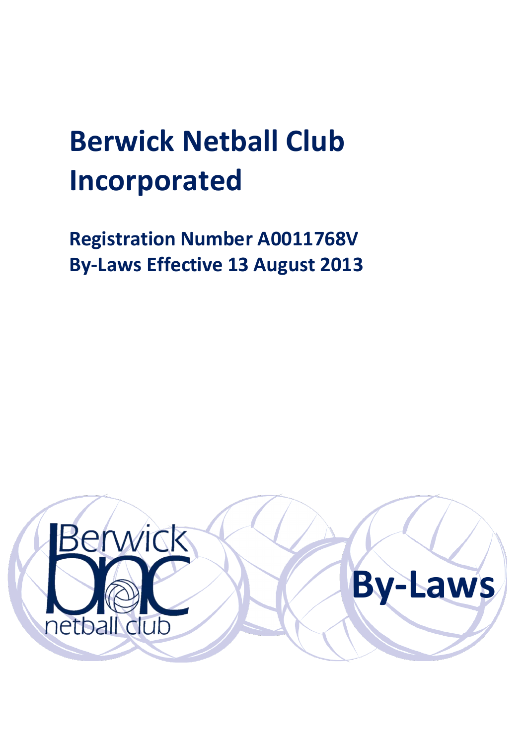# Berwick Netball Club Incorporated

## Registration Number A0011768V
## By-Laws Effective 13 August 2013

Berwick bnc netball club

By-Laws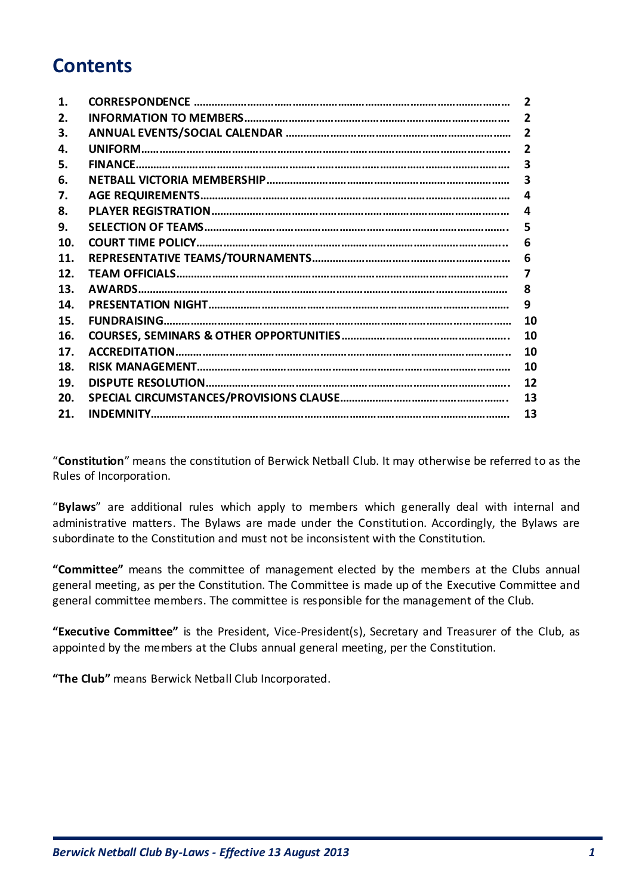# Contents

| | | |
|---|---|---|
| 1. | CORRESPONDENCE | 2 |
| 2. | INFORMATION TO MEMBERS | 2 |
| 3. | ANNUAL EVENTS/SOCIAL CALENDAR | 2 |
| 4. | UNIFORM | 2 |
| 5. | FINANCE | 3 |
| 6. | NETBALL VICTORIA MEMBERSHIP | 3 |
| 7. | AGE REQUIREMENTS | 4 |
| 8. | PLAYER REGISTRATION | 4 |
| 9. | SELECTION OF TEAMS | 5 |
| 10. | COURT TIME POLICY | 6 |
| 11. | REPRESENTATIVE TEAMS/TOURNAMENTS | 6 |
| 12. | TEAM OFFICIALS | 7 |
| 13. | AWARDS | 8 |
| 14. | PRESENTATION NIGHT | 9 |
| 15. | FUNDRAISING | 10 |
| 16. | COURSES, SEMINARS & OTHER OPPORTUNITIES | 10 |
| 17. | ACCREDITATION | 10 |
| 18. | RISK MANAGEMENT | 10 |
| 19. | DISPUTE RESOLUTION | 12 |
| 20. | SPECIAL CIRCUMSTANCES/PROVISIONS CLAUSE | 13 |
| 21. | INDEMNITY | 13 |

"**Constitution**" means the constitution of Berwick Netball Club. It may otherwise be referred to as the Rules of Incorporation.

"**Bylaws**" are additional rules which apply to members which generally deal with internal and administrative matters. The Bylaws are made under the Constitution. Accordingly, the Bylaws are subordinate to the Constitution and must not be inconsistent with the Constitution.

**"Committee"** means the committee of management elected by the members at the Clubs annual general meeting, as per the Constitution. The Committee is made up of the Executive Committee and general committee members. The committee is responsible for the management of the Club.

**"Executive Committee"** is the President, Vice-President(s), Secretary and Treasurer of the Club, as appointed by the members at the Clubs annual general meeting, per the Constitution.

**"The Club"** means Berwick Netball Club Incorporated.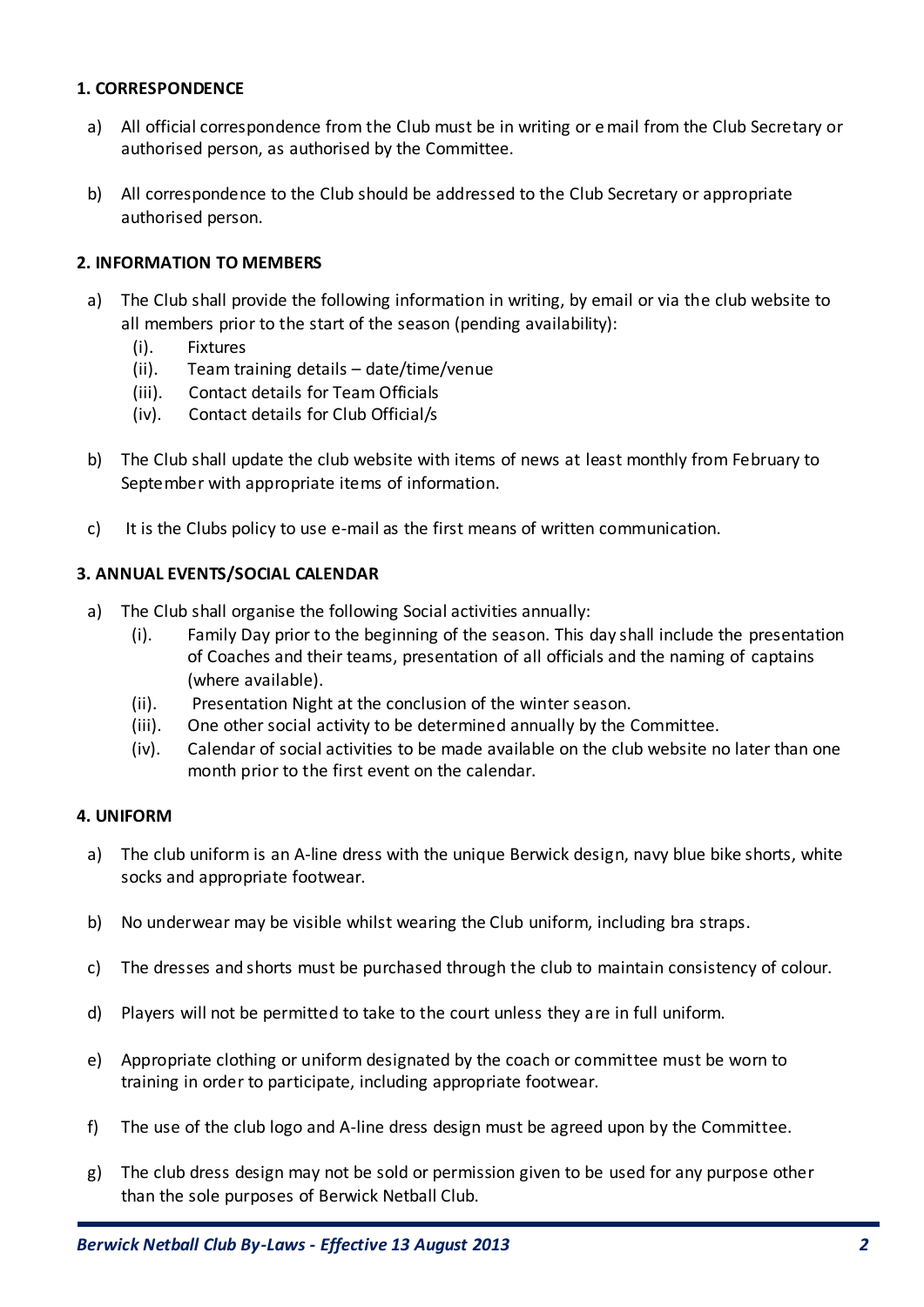### 1. CORRESPONDENCE

a) All official correspondence from the Club must be in writing or e mail from the Club Secretary or authorised person, as authorised by the Committee.

b) All correspondence to the Club should be addressed to the Club Secretary or appropriate authorised person.

### 2. INFORMATION TO MEMBERS

a) The Club shall provide the following information in writing, by email or via the club website to all members prior to the start of the season (pending availability):
   (i). Fixtures
   (ii). Team training details – date/time/venue
   (iii). Contact details for Team Officials
   (iv). Contact details for Club Official/s

b) The Club shall update the club website with items of news at least monthly from February to September with appropriate items of information.

c) It is the Clubs policy to use e-mail as the first means of written communication.

### 3. ANNUAL EVENTS/SOCIAL CALENDAR

a) The Club shall organise the following Social activities annually:
   (i). Family Day prior to the beginning of the season. This day shall include the presentation of Coaches and their teams, presentation of all officials and the naming of captains (where available).
   (ii). Presentation Night at the conclusion of the winter season.
   (iii). One other social activity to be determined annually by the Committee.
   (iv). Calendar of social activities to be made available on the club website no later than one month prior to the first event on the calendar.

### 4. UNIFORM

a) The club uniform is an A-line dress with the unique Berwick design, navy blue bike shorts, white socks and appropriate footwear.

b) No underwear may be visible whilst wearing the Club uniform, including bra straps.

c) The dresses and shorts must be purchased through the club to maintain consistency of colour.

d) Players will not be permitted to take to the court unless they are in full uniform.

e) Appropriate clothing or uniform designated by the coach or committee must be worn to training in order to participate, including appropriate footwear.

f) The use of the club logo and A-line dress design must be agreed upon by the Committee.

g) The club dress design may not be sold or permission given to be used for any purpose other than the sole purposes of Berwick Netball Club.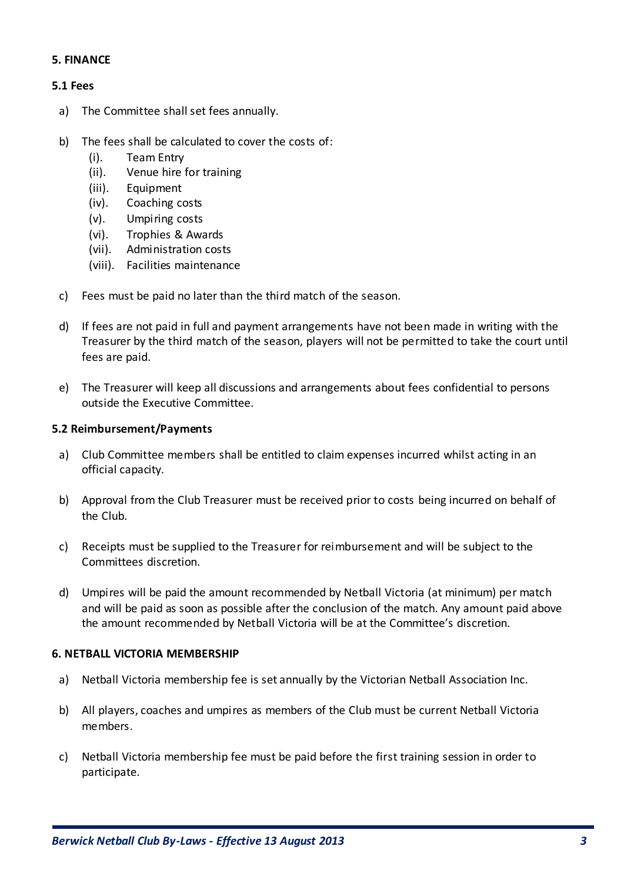## 5. FINANCE

### 5.1 Fees

a) The Committee shall set fees annually.

b) The fees shall be calculated to cover the costs of:
   (i). Team Entry
   (ii). Venue hire for training
   (iii). Equipment
   (iv). Coaching costs
   (v). Umpiring costs
   (vi). Trophies & Awards
   (vii). Administration costs
   (viii). Facilities maintenance

c) Fees must be paid no later than the third match of the season.

d) If fees are not paid in full and payment arrangements have not been made in writing with the Treasurer by the third match of the season, players will not be permitted to take the court until fees are paid.

e) The Treasurer will keep all discussions and arrangements about fees confidential to persons outside the Executive Committee.

### 5.2 Reimbursement/Payments

a) Club Committee members shall be entitled to claim expenses incurred whilst acting in an official capacity.

b) Approval from the Club Treasurer must be received prior to costs being incurred on behalf of the Club.

c) Receipts must be supplied to the Treasurer for reimbursement and will be subject to the Committees discretion.

d) Umpires will be paid the amount recommended by Netball Victoria (at minimum) per match and will be paid as soon as possible after the conclusion of the match. Any amount paid above the amount recommended by Netball Victoria will be at the Committee's discretion.

## 6. NETBALL VICTORIA MEMBERSHIP

a) Netball Victoria membership fee is set annually by the Victorian Netball Association Inc.

b) All players, coaches and umpires as members of the Club must be current Netball Victoria members.

c) Netball Victoria membership fee must be paid before the first training session in order to participate.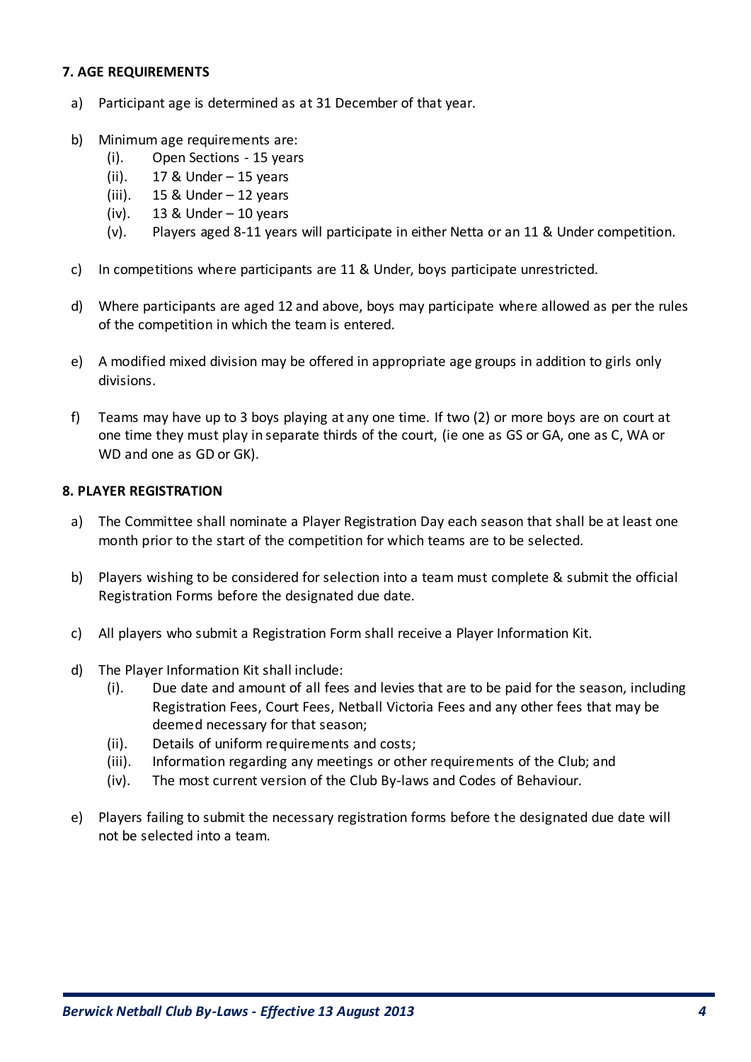### 7. AGE REQUIREMENTS

a) Participant age is determined as at 31 December of that year.

b) Minimum age requirements are:
   (i). Open Sections - 15 years
   (ii). 17 & Under – 15 years
   (iii). 15 & Under – 12 years
   (iv). 13 & Under – 10 years
   (v). Players aged 8-11 years will participate in either Netta or an 11 & Under competition.

c) In competitions where participants are 11 & Under, boys participate unrestricted.

d) Where participants are aged 12 and above, boys may participate where allowed as per the rules of the competition in which the team is entered.

e) A modified mixed division may be offered in appropriate age groups in addition to girls only divisions.

f) Teams may have up to 3 boys playing at any one time. If two (2) or more boys are on court at one time they must play in separate thirds of the court, (ie one as GS or GA, one as C, WA or WD and one as GD or GK).

### 8. PLAYER REGISTRATION

a) The Committee shall nominate a Player Registration Day each season that shall be at least one month prior to the start of the competition for which teams are to be selected.

b) Players wishing to be considered for selection into a team must complete & submit the official Registration Forms before the designated due date.

c) All players who submit a Registration Form shall receive a Player Information Kit.

d) The Player Information Kit shall include:
   (i). Due date and amount of all fees and levies that are to be paid for the season, including Registration Fees, Court Fees, Netball Victoria Fees and any other fees that may be deemed necessary for that season;
   (ii). Details of uniform requirements and costs;
   (iii). Information regarding any meetings or other requirements of the Club; and
   (iv). The most current version of the Club By-laws and Codes of Behaviour.

e) Players failing to submit the necessary registration forms before the designated due date will not be selected into a team.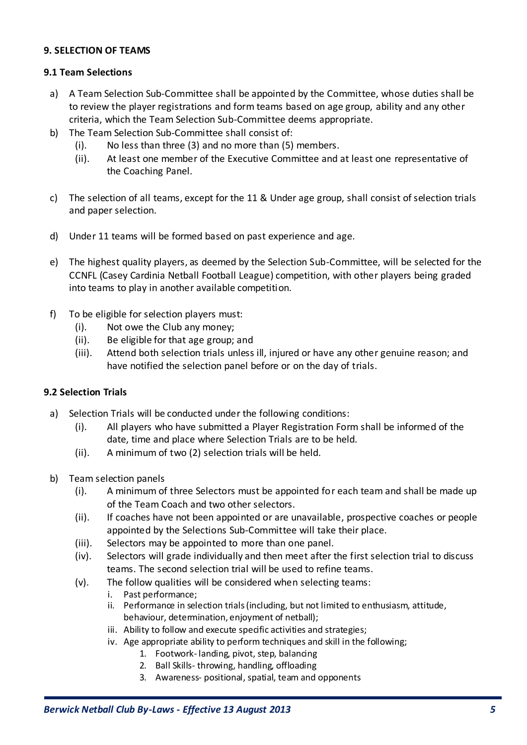## 9. SELECTION OF TEAMS

### 9.1 Team Selections

a) A Team Selection Sub-Committee shall be appointed by the Committee, whose duties shall be to review the player registrations and form teams based on age group, ability and any other criteria, which the Team Selection Sub-Committee deems appropriate.

b) The Team Selection Sub-Committee shall consist of:
   - (i). No less than three (3) and no more than (5) members.
   - (ii). At least one member of the Executive Committee and at least one representative of the Coaching Panel.

c) The selection of all teams, except for the 11 & Under age group, shall consist of selection trials and paper selection.

d) Under 11 teams will be formed based on past experience and age.

e) The highest quality players, as deemed by the Selection Sub-Committee, will be selected for the CCNFL (Casey Cardinia Netball Football League) competition, with other players being graded into teams to play in another available competition.

f) To be eligible for selection players must:
   - (i). Not owe the Club any money;
   - (ii). Be eligible for that age group; and
   - (iii). Attend both selection trials unless ill, injured or have any other genuine reason; and have notified the selection panel before or on the day of trials.

### 9.2 Selection Trials

a) Selection Trials will be conducted under the following conditions:
   - (i). All players who have submitted a Player Registration Form shall be informed of the date, time and place where Selection Trials are to be held.
   - (ii). A minimum of two (2) selection trials will be held.

b) Team selection panels
   - (i). A minimum of three Selectors must be appointed for each team and shall be made up of the Team Coach and two other selectors.
   - (ii). If coaches have not been appointed or are unavailable, prospective coaches or people appointed by the Selections Sub-Committee will take their place.
   - (iii). Selectors may be appointed to more than one panel.
   - (iv). Selectors will grade individually and then meet after the first selection trial to discuss teams. The second selection trial will be used to refine teams.
   - (v). The follow qualities will be considered when selecting teams:
     - i. Past performance;
     - ii. Performance in selection trials (including, but not limited to enthusiasm, attitude, behaviour, determination, enjoyment of netball);
     - iii. Ability to follow and execute specific activities and strategies;
     - iv. Age appropriate ability to perform techniques and skill in the following;
       1. Footwork- landing, pivot, step, balancing
       2. Ball Skills- throwing, handling, offloading
       3. Awareness- positional, spatial, team and opponents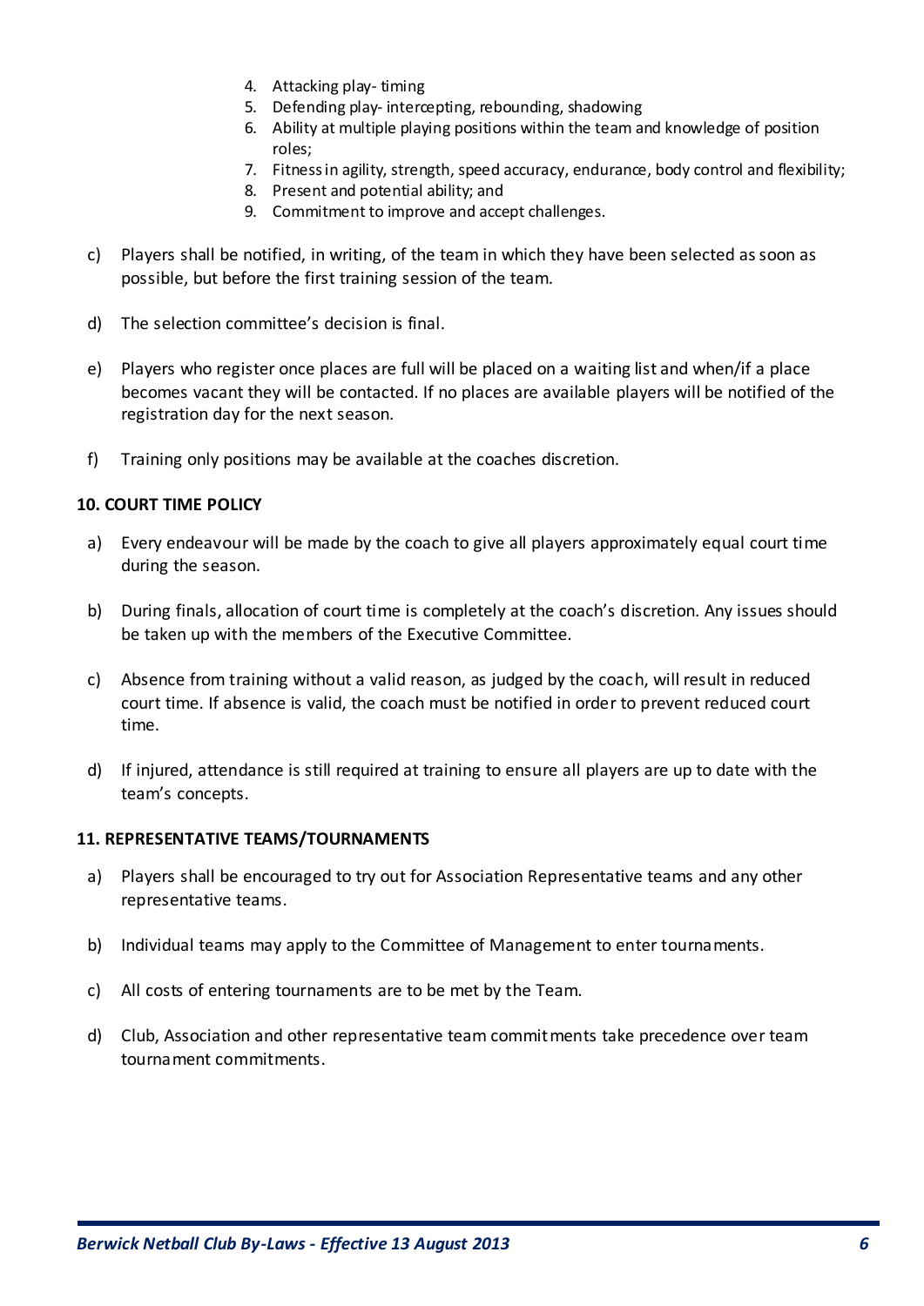4. Attacking play- timing
5. Defending play- intercepting, rebounding, shadowing
6. Ability at multiple playing positions within the team and knowledge of position roles;
7. Fitness in agility, strength, speed accuracy, endurance, body control and flexibility;
8. Present and potential ability; and
9. Commitment to improve and accept challenges.

c) Players shall be notified, in writing, of the team in which they have been selected as soon as possible, but before the first training session of the team.

d) The selection committee's decision is final.

e) Players who register once places are full will be placed on a waiting list and when/if a place becomes vacant they will be contacted. If no places are available players will be notified of the registration day for the next season.

f) Training only positions may be available at the coaches discretion.

**10. COURT TIME POLICY**

a) Every endeavour will be made by the coach to give all players approximately equal court time during the season.

b) During finals, allocation of court time is completely at the coach's discretion. Any issues should be taken up with the members of the Executive Committee.

c) Absence from training without a valid reason, as judged by the coach, will result in reduced court time. If absence is valid, the coach must be notified in order to prevent reduced court time.

d) If injured, attendance is still required at training to ensure all players are up to date with the team's concepts.

**11. REPRESENTATIVE TEAMS/TOURNAMENTS**

a) Players shall be encouraged to try out for Association Representative teams and any other representative teams.

b) Individual teams may apply to the Committee of Management to enter tournaments.

c) All costs of entering tournaments are to be met by the Team.

d) Club, Association and other representative team commitments take precedence over team tournament commitments.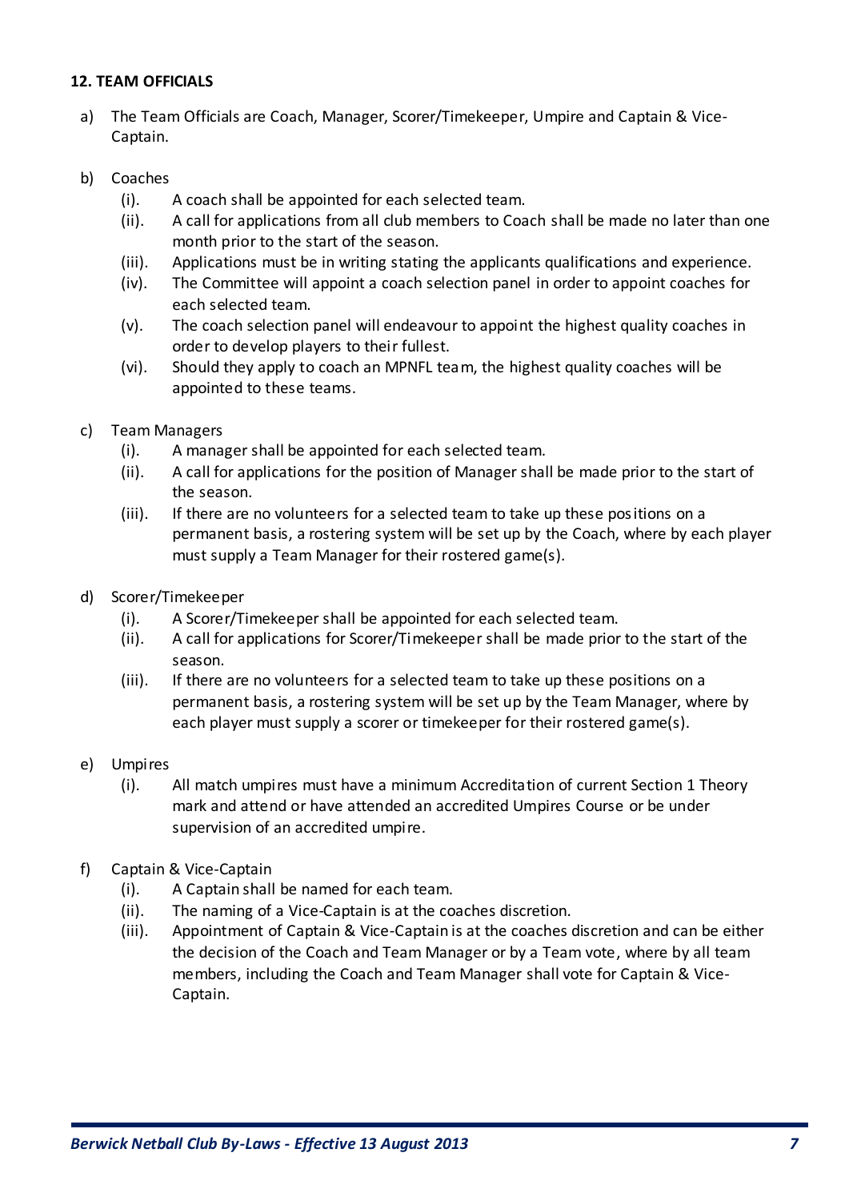**12. TEAM OFFICIALS**

a) The Team Officials are Coach, Manager, Scorer/Timekeeper, Umpire and Captain & Vice-Captain.

b) Coaches
   (i). A coach shall be appointed for each selected team.
   (ii). A call for applications from all club members to Coach shall be made no later than one month prior to the start of the season.
   (iii). Applications must be in writing stating the applicants qualifications and experience.
   (iv). The Committee will appoint a coach selection panel in order to appoint coaches for each selected team.
   (v). The coach selection panel will endeavour to appoint the highest quality coaches in order to develop players to their fullest.
   (vi). Should they apply to coach an MPNFL team, the highest quality coaches will be appointed to these teams.

c) Team Managers
   (i). A manager shall be appointed for each selected team.
   (ii). A call for applications for the position of Manager shall be made prior to the start of the season.
   (iii). If there are no volunteers for a selected team to take up these positions on a permanent basis, a rostering system will be set up by the Coach, where by each player must supply a Team Manager for their rostered game(s).

d) Scorer/Timekeeper
   (i). A Scorer/Timekeeper shall be appointed for each selected team.
   (ii). A call for applications for Scorer/Timekeeper shall be made prior to the start of the season.
   (iii). If there are no volunteers for a selected team to take up these positions on a permanent basis, a rostering system will be set up by the Team Manager, where by each player must supply a scorer or timekeeper for their rostered game(s).

e) Umpires
   (i). All match umpires must have a minimum Accreditation of current Section 1 Theory mark and attend or have attended an accredited Umpires Course or be under supervision of an accredited umpire.

f) Captain & Vice-Captain
   (i). A Captain shall be named for each team.
   (ii). The naming of a Vice-Captain is at the coaches discretion.
   (iii). Appointment of Captain & Vice-Captain is at the coaches discretion and can be either the decision of the Coach and Team Manager or by a Team vote, where by all team members, including the Coach and Team Manager shall vote for Captain & Vice-Captain.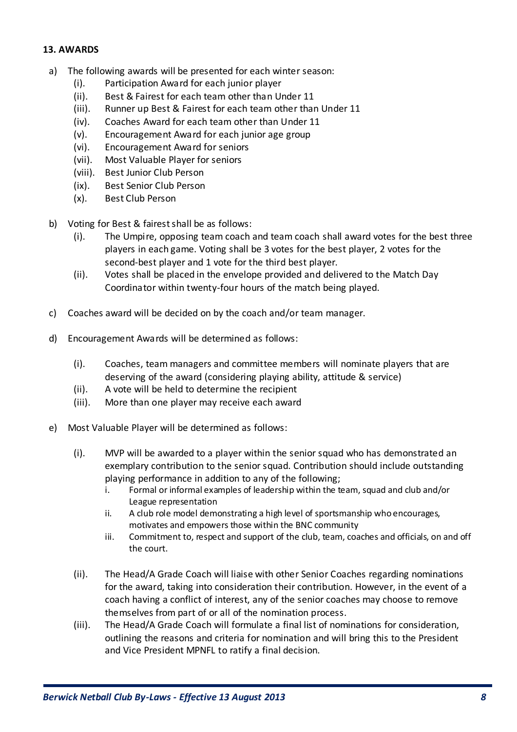### 13. AWARDS

a) The following awards will be presented for each winter season:
   (i). Participation Award for each junior player
   (ii). Best & Fairest for each team other than Under 11
   (iii). Runner up Best & Fairest for each team other than Under 11
   (iv). Coaches Award for each team other than Under 11
   (v). Encouragement Award for each junior age group
   (vi). Encouragement Award for seniors
   (vii). Most Valuable Player for seniors
   (viii). Best Junior Club Person
   (ix). Best Senior Club Person
   (x). Best Club Person

b) Voting for Best & fairest shall be as follows:
   (i). The Umpire, opposing team coach and team coach shall award votes for the best three players in each game. Voting shall be 3 votes for the best player, 2 votes for the second-best player and 1 vote for the third best player.
   (ii). Votes shall be placed in the envelope provided and delivered to the Match Day Coordinator within twenty-four hours of the match being played.

c) Coaches award will be decided on by the coach and/or team manager.

d) Encouragement Awards will be determined as follows:

   (i). Coaches, team managers and committee members will nominate players that are deserving of the award (considering playing ability, attitude & service)
   (ii). A vote will be held to determine the recipient
   (iii). More than one player may receive each award

e) Most Valuable Player will be determined as follows:

   (i). MVP will be awarded to a player within the senior squad who has demonstrated an exemplary contribution to the senior squad. Contribution should include outstanding playing performance in addition to any of the following;
      i. Formal or informal examples of leadership within the team, squad and club and/or League representation
      ii. A club role model demonstrating a high level of sportsmanship who encourages, motivates and empowers those within the BNC community
      iii. Commitment to, respect and support of the club, team, coaches and officials, on and off the court.

   (ii). The Head/A Grade Coach will liaise with other Senior Coaches regarding nominations for the award, taking into consideration their contribution. However, in the event of a coach having a conflict of interest, any of the senior coaches may choose to remove themselves from part of or all of the nomination process.
   (iii). The Head/A Grade Coach will formulate a final list of nominations for consideration, outlining the reasons and criteria for nomination and will bring this to the President and Vice President MPNFL to ratify a final decision.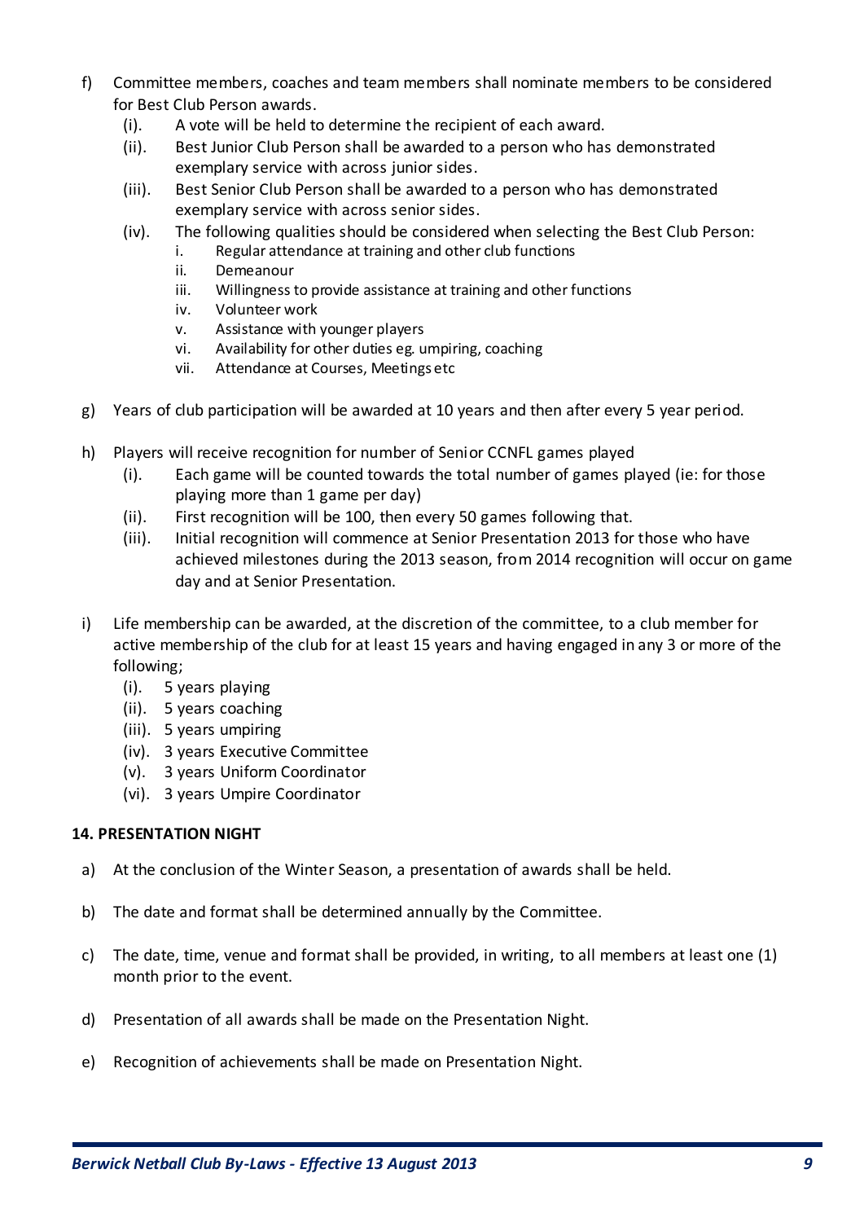f) Committee members, coaches and team members shall nominate members to be considered for Best Club Person awards.
   (i). A vote will be held to determine the recipient of each award.
   (ii). Best Junior Club Person shall be awarded to a person who has demonstrated exemplary service with across junior sides.
   (iii). Best Senior Club Person shall be awarded to a person who has demonstrated exemplary service with across senior sides.
   (iv). The following qualities should be considered when selecting the Best Club Person:
      i. Regular attendance at training and other club functions
      ii. Demeanour
      iii. Willingness to provide assistance at training and other functions
      iv. Volunteer work
      v. Assistance with younger players
      vi. Availability for other duties eg. umpiring, coaching
      vii. Attendance at Courses, Meetings etc

g) Years of club participation will be awarded at 10 years and then after every 5 year period.

h) Players will receive recognition for number of Senior CCNFL games played
   (i). Each game will be counted towards the total number of games played (ie: for those playing more than 1 game per day)
   (ii). First recognition will be 100, then every 50 games following that.
   (iii). Initial recognition will commence at Senior Presentation 2013 for those who have achieved milestones during the 2013 season, from 2014 recognition will occur on game day and at Senior Presentation.

i) Life membership can be awarded, at the discretion of the committee, to a club member for active membership of the club for at least 15 years and having engaged in any 3 or more of the following;
   (i). 5 years playing
   (ii). 5 years coaching
   (iii). 5 years umpiring
   (iv). 3 years Executive Committee
   (v). 3 years Uniform Coordinator
   (vi). 3 years Umpire Coordinator

**14. PRESENTATION NIGHT**

a) At the conclusion of the Winter Season, a presentation of awards shall be held.

b) The date and format shall be determined annually by the Committee.

c) The date, time, venue and format shall be provided, in writing, to all members at least one (1) month prior to the event.

d) Presentation of all awards shall be made on the Presentation Night.

e) Recognition of achievements shall be made on Presentation Night.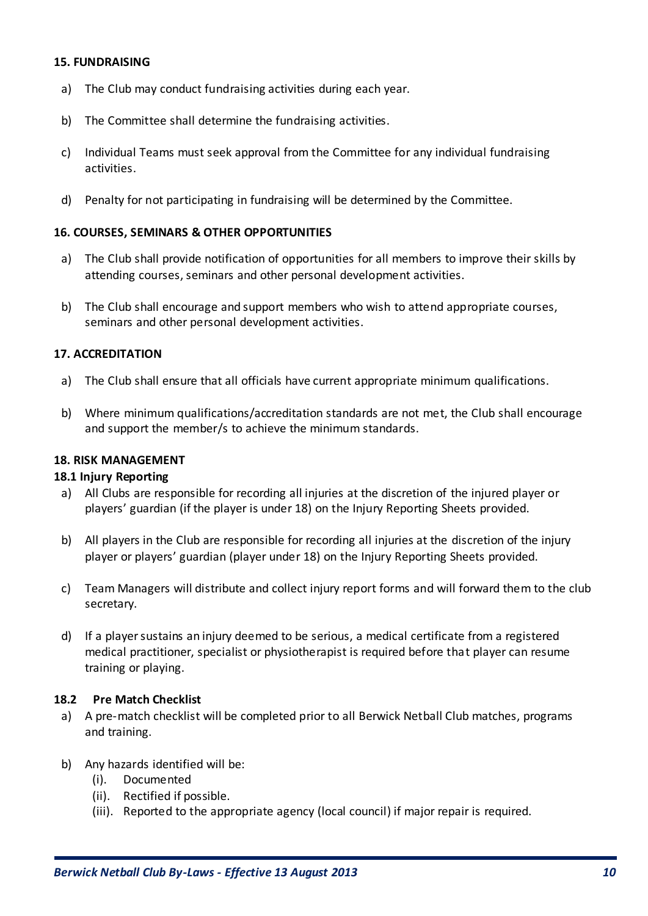## 15. FUNDRAISING

a) The Club may conduct fundraising activities during each year.

b) The Committee shall determine the fundraising activities.

c) Individual Teams must seek approval from the Committee for any individual fundraising activities.

d) Penalty for not participating in fundraising will be determined by the Committee.

## 16. COURSES, SEMINARS & OTHER OPPORTUNITIES

a) The Club shall provide notification of opportunities for all members to improve their skills by attending courses, seminars and other personal development activities.

b) The Club shall encourage and support members who wish to attend appropriate courses, seminars and other personal development activities.

## 17. ACCREDITATION

a) The Club shall ensure that all officials have current appropriate minimum qualifications.

b) Where minimum qualifications/accreditation standards are not met, the Club shall encourage and support the member/s to achieve the minimum standards.

## 18. RISK MANAGEMENT

### 18.1 Injury Reporting

a) All Clubs are responsible for recording all injuries at the discretion of the injured player or players' guardian (if the player is under 18) on the Injury Reporting Sheets provided.

b) All players in the Club are responsible for recording all injuries at the discretion of the injury player or players' guardian (player under 18) on the Injury Reporting Sheets provided.

c) Team Managers will distribute and collect injury report forms and will forward them to the club secretary.

d) If a player sustains an injury deemed to be serious, a medical certificate from a registered medical practitioner, specialist or physiotherapist is required before that player can resume training or playing.

### 18.2 Pre Match Checklist

a) A pre-match checklist will be completed prior to all Berwick Netball Club matches, programs and training.

b) Any hazards identified will be:
   (i). Documented
   (ii). Rectified if possible.
   (iii). Reported to the appropriate agency (local council) if major repair is required.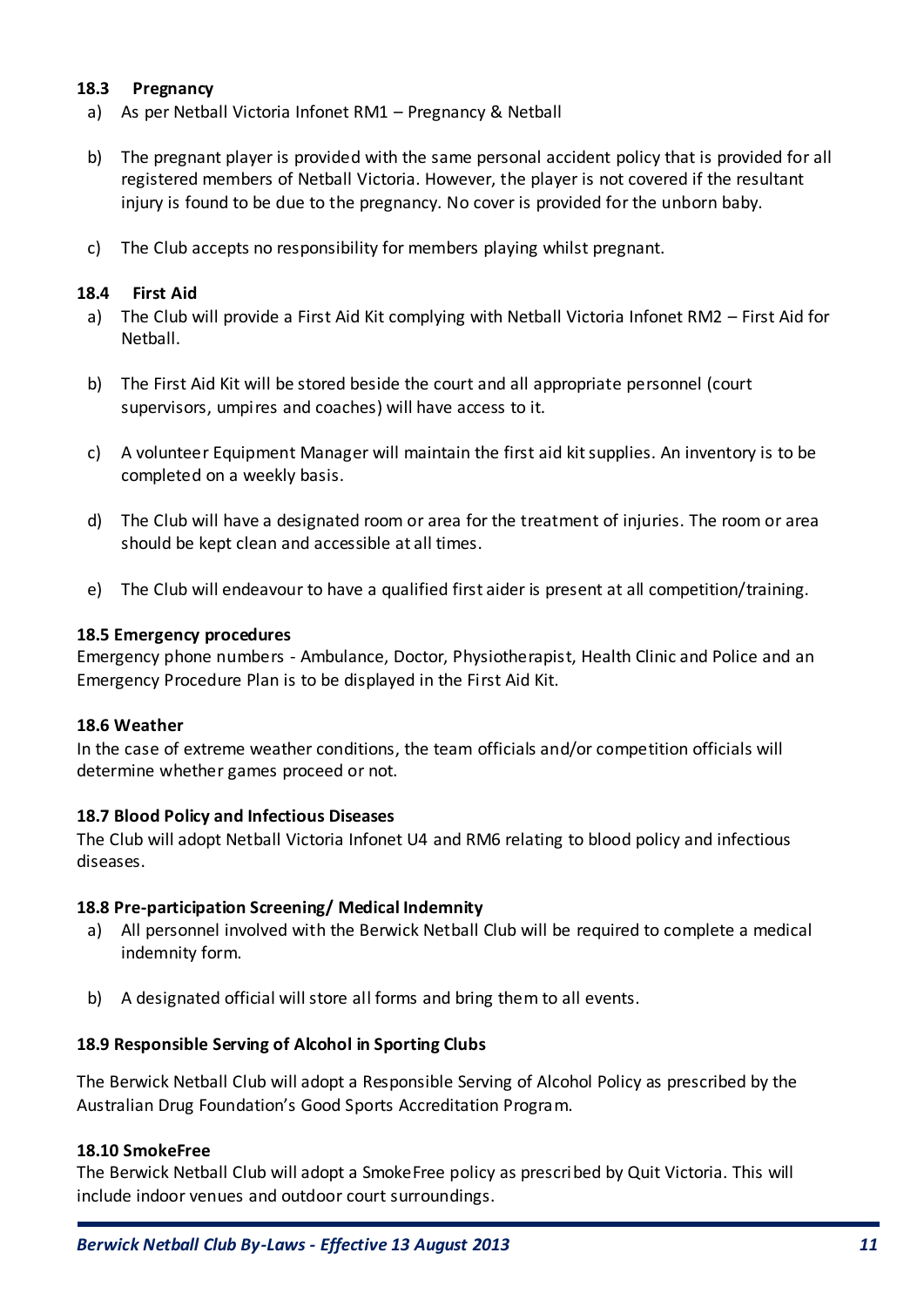### 18.3 Pregnancy

a) As per Netball Victoria Infonet RM1 – Pregnancy & Netball

b) The pregnant player is provided with the same personal accident policy that is provided for all registered members of Netball Victoria. However, the player is not covered if the resultant injury is found to be due to the pregnancy. No cover is provided for the unborn baby.

c) The Club accepts no responsibility for members playing whilst pregnant.

### 18.4 First Aid

a) The Club will provide a First Aid Kit complying with Netball Victoria Infonet RM2 – First Aid for Netball.

b) The First Aid Kit will be stored beside the court and all appropriate personnel (court supervisors, umpires and coaches) will have access to it.

c) A volunteer Equipment Manager will maintain the first aid kit supplies. An inventory is to be completed on a weekly basis.

d) The Club will have a designated room or area for the treatment of injuries. The room or area should be kept clean and accessible at all times.

e) The Club will endeavour to have a qualified first aider is present at all competition/training.

### 18.5 Emergency procedures

Emergency phone numbers - Ambulance, Doctor, Physiotherapist, Health Clinic and Police and an Emergency Procedure Plan is to be displayed in the First Aid Kit.

### 18.6 Weather

In the case of extreme weather conditions, the team officials and/or competition officials will determine whether games proceed or not.

### 18.7 Blood Policy and Infectious Diseases

The Club will adopt Netball Victoria Infonet U4 and RM6 relating to blood policy and infectious diseases.

### 18.8 Pre-participation Screening/ Medical Indemnity

a) All personnel involved with the Berwick Netball Club will be required to complete a medical indemnity form.

b) A designated official will store all forms and bring them to all events.

### 18.9 Responsible Serving of Alcohol in Sporting Clubs

The Berwick Netball Club will adopt a Responsible Serving of Alcohol Policy as prescribed by the Australian Drug Foundation's Good Sports Accreditation Program.

### 18.10 SmokeFree

The Berwick Netball Club will adopt a SmokeFree policy as prescribed by Quit Victoria. This will include indoor venues and outdoor court surroundings.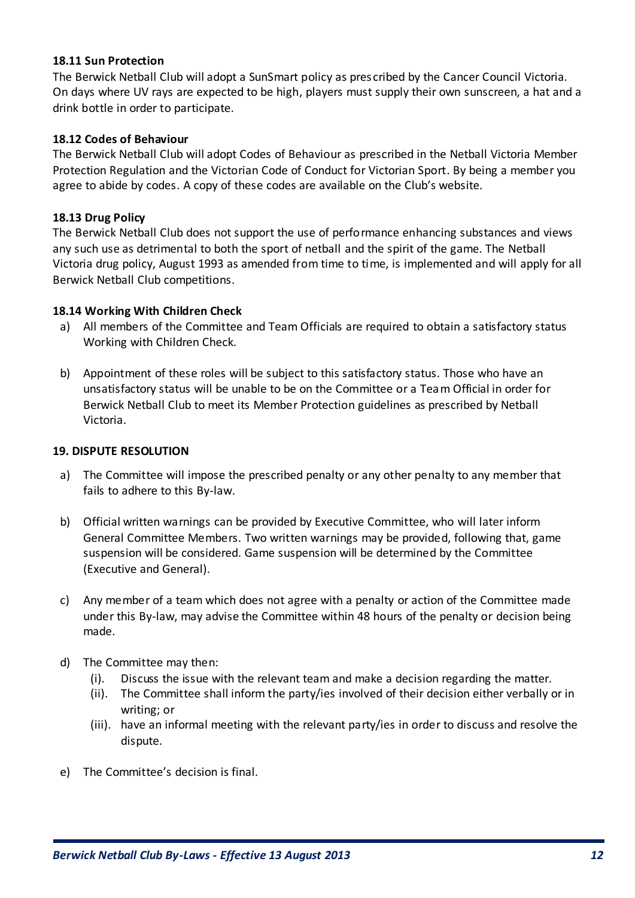**18.11 Sun Protection**

The Berwick Netball Club will adopt a SunSmart policy as prescribed by the Cancer Council Victoria. On days where UV rays are expected to be high, players must supply their own sunscreen, a hat and a drink bottle in order to participate.

**18.12 Codes of Behaviour**

The Berwick Netball Club will adopt Codes of Behaviour as prescribed in the Netball Victoria Member Protection Regulation and the Victorian Code of Conduct for Victorian Sport. By being a member you agree to abide by codes. A copy of these codes are available on the Club's website.

**18.13 Drug Policy**

The Berwick Netball Club does not support the use of performance enhancing substances and views any such use as detrimental to both the sport of netball and the spirit of the game. The Netball Victoria drug policy, August 1993 as amended from time to time, is implemented and will apply for all Berwick Netball Club competitions.

**18.14 Working With Children Check**

a) All members of the Committee and Team Officials are required to obtain a satisfactory status Working with Children Check.

b) Appointment of these roles will be subject to this satisfactory status. Those who have an unsatisfactory status will be unable to be on the Committee or a Team Official in order for Berwick Netball Club to meet its Member Protection guidelines as prescribed by Netball Victoria.

**19. DISPUTE RESOLUTION**

a) The Committee will impose the prescribed penalty or any other penalty to any member that fails to adhere to this By-law.

b) Official written warnings can be provided by Executive Committee, who will later inform General Committee Members. Two written warnings may be provided, following that, game suspension will be considered. Game suspension will be determined by the Committee (Executive and General).

c) Any member of a team which does not agree with a penalty or action of the Committee made under this By-law, may advise the Committee within 48 hours of the penalty or decision being made.

d) The Committee may then:
   (i). Discuss the issue with the relevant team and make a decision regarding the matter.
   (ii). The Committee shall inform the party/ies involved of their decision either verbally or in writing; or
   (iii). have an informal meeting with the relevant party/ies in order to discuss and resolve the dispute.

e) The Committee's decision is final.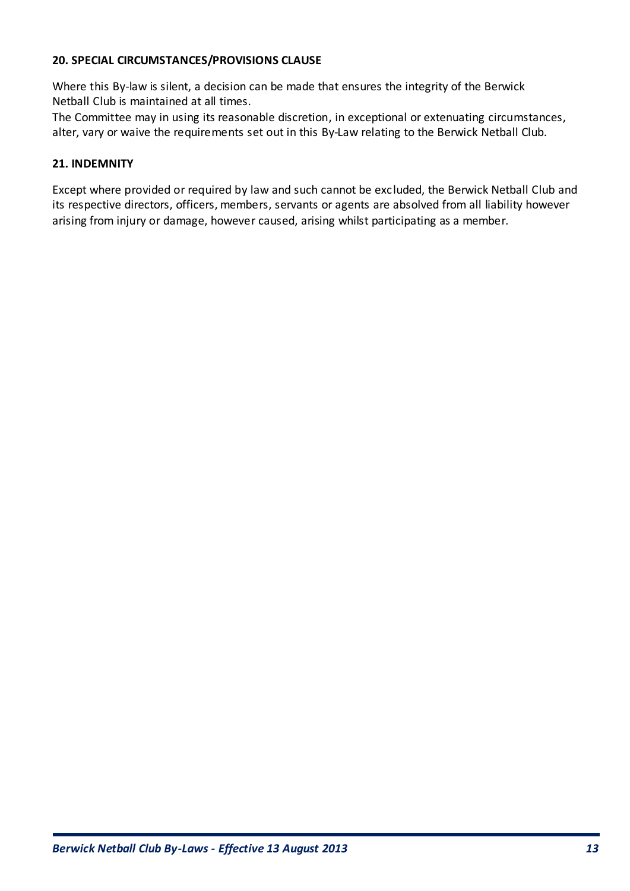### 20. SPECIAL CIRCUMSTANCES/PROVISIONS CLAUSE

Where this By-law is silent, a decision can be made that ensures the integrity of the Berwick Netball Club is maintained at all times.

The Committee may in using its reasonable discretion, in exceptional or extenuating circumstances, alter, vary or waive the requirements set out in this By-Law relating to the Berwick Netball Club.

### 21. INDEMNITY

Except where provided or required by law and such cannot be excluded, the Berwick Netball Club and its respective directors, officers, members, servants or agents are absolved from all liability however arising from injury or damage, however caused, arising whilst participating as a member.